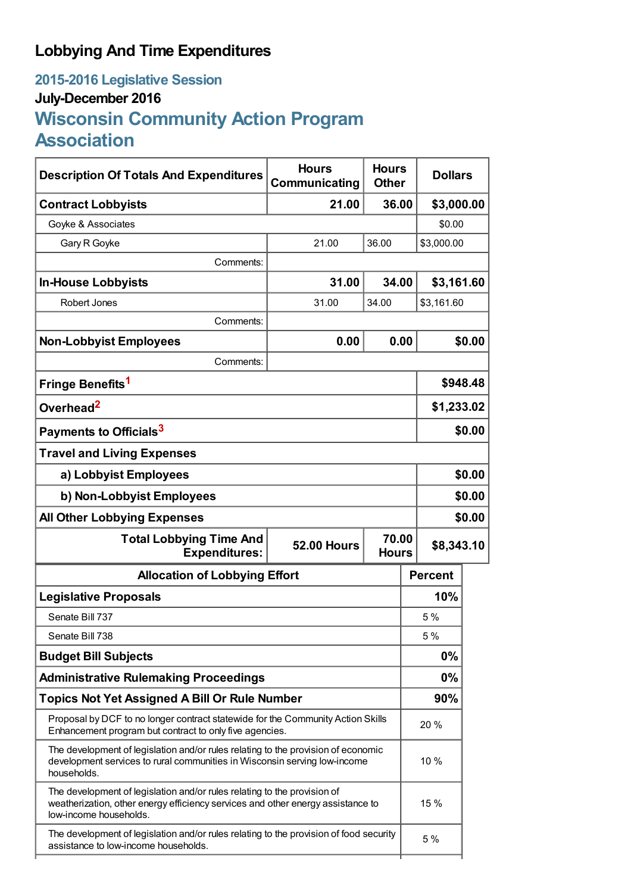# Lobbying And Time Expenditures

## 2015-2016 Legislative Session

### July-December 2016

## Wisconsin Community Action Program Association

| Description Of Totals And Expenditures | Hours Communicating | Hours Other | Dollars |
|---|---|---|---|
| **Contract Lobbyists** | **21.00** | **36.00** | **$3,000.00** |
| Goyke & Associates | | | $0.00 |
| Gary R Goyke | 21.00 | 36.00 | $3,000.00 |
| Comments: | | | |
| **In-House Lobbyists** | **31.00** | **34.00** | **$3,161.60** |
| Robert Jones | 31.00 | 34.00 | $3,161.60 |
| Comments: | | | |
| **Non-Lobbyist Employees** | **0.00** | **0.00** | **$0.00** |
| Comments: | | | |
| **Fringe Benefits**[1] | | | **$948.48** |
| **Overhead**[2] | | | **$1,233.02** |
| **Payments to Officials**[3] | | | **$0.00** |
| **Travel and Living Expenses** | | | |
| **a) Lobbyist Employees** | | | **$0.00** |
| **b) Non-Lobbyist Employees** | | | **$0.00** |
| **All Other Lobbying Expenses** | | | **$0.00** |
| **Total Lobbying Time And Expenditures:** | **52.00 Hours** | **70.00 Hours** | **$8,343.10** |

| Allocation of Lobbying Effort | Percent |
|---|---|
| **Legislative Proposals** | **10%** |
| Senate Bill 737 | 5 % |
| Senate Bill 738 | 5 % |
| **Budget Bill Subjects** | **0%** |
| **Administrative Rulemaking Proceedings** | **0%** |
| **Topics Not Yet Assigned A Bill Or Rule Number** | **90%** |
| Proposal by DCF to no longer contract statewide for the Community Action Skills Enhancement program but contract to only five agencies. | 20 % |
| The development of legislation and/or rules relating to the provision of economic development services to rural communities in Wisconsin serving low-income households. | 10 % |
| The development of legislation and/or rules relating to the provision of weatherization, other energy efficiency services and other energy assistance to low-income households. | 15 % |
| The development of legislation and/or rules relating to the provision of food security assistance to low-income households. | 5 % |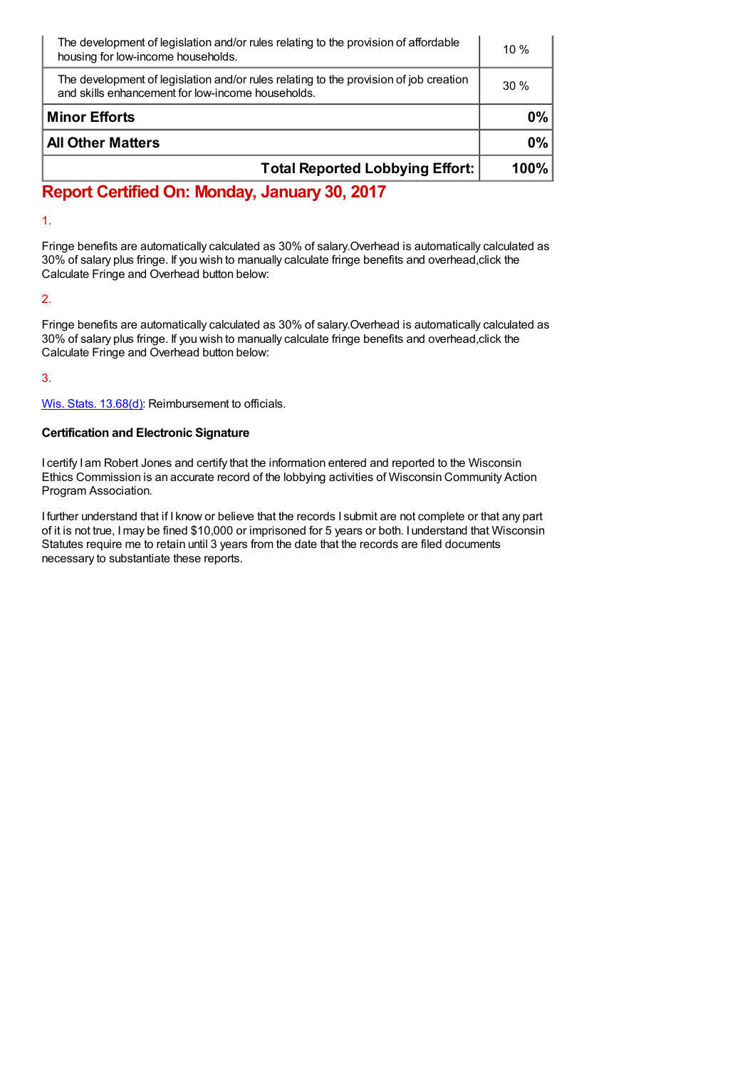| | |
|---|---|
| The development of legislation and/or rules relating to the provision of affordable housing for low-income households. | 10 % |
| The development of legislation and/or rules relating to the provision of job creation and skills enhancement for low-income households. | 30 % |
| **Minor Efforts** | **0%** |
| **All Other Matters** | **0%** |
| **Total Reported Lobbying Effort:** | **100%** |

## Report Certified On: Monday, January 30, 2017

1.

Fringe benefits are automatically calculated as 30% of salary.Overhead is automatically calculated as 30% of salary plus fringe. If you wish to manually calculate fringe benefits and overhead,click the Calculate Fringe and Overhead button below:

2.

Fringe benefits are automatically calculated as 30% of salary.Overhead is automatically calculated as 30% of salary plus fringe. If you wish to manually calculate fringe benefits and overhead,click the Calculate Fringe and Overhead button below:

3.

Wis. Stats. 13.68(d): Reimbursement to officials.

**Certification and Electronic Signature**

I certify I am Robert Jones and certify that the information entered and reported to the Wisconsin Ethics Commission is an accurate record of the lobbying activities of Wisconsin Community Action Program Association.

I further understand that if I know or believe that the records I submit are not complete or that any part of it is not true, I may be fined $10,000 or imprisoned for 5 years or both. I understand that Wisconsin Statutes require me to retain until 3 years from the date that the records are filed documents necessary to substantiate these reports.